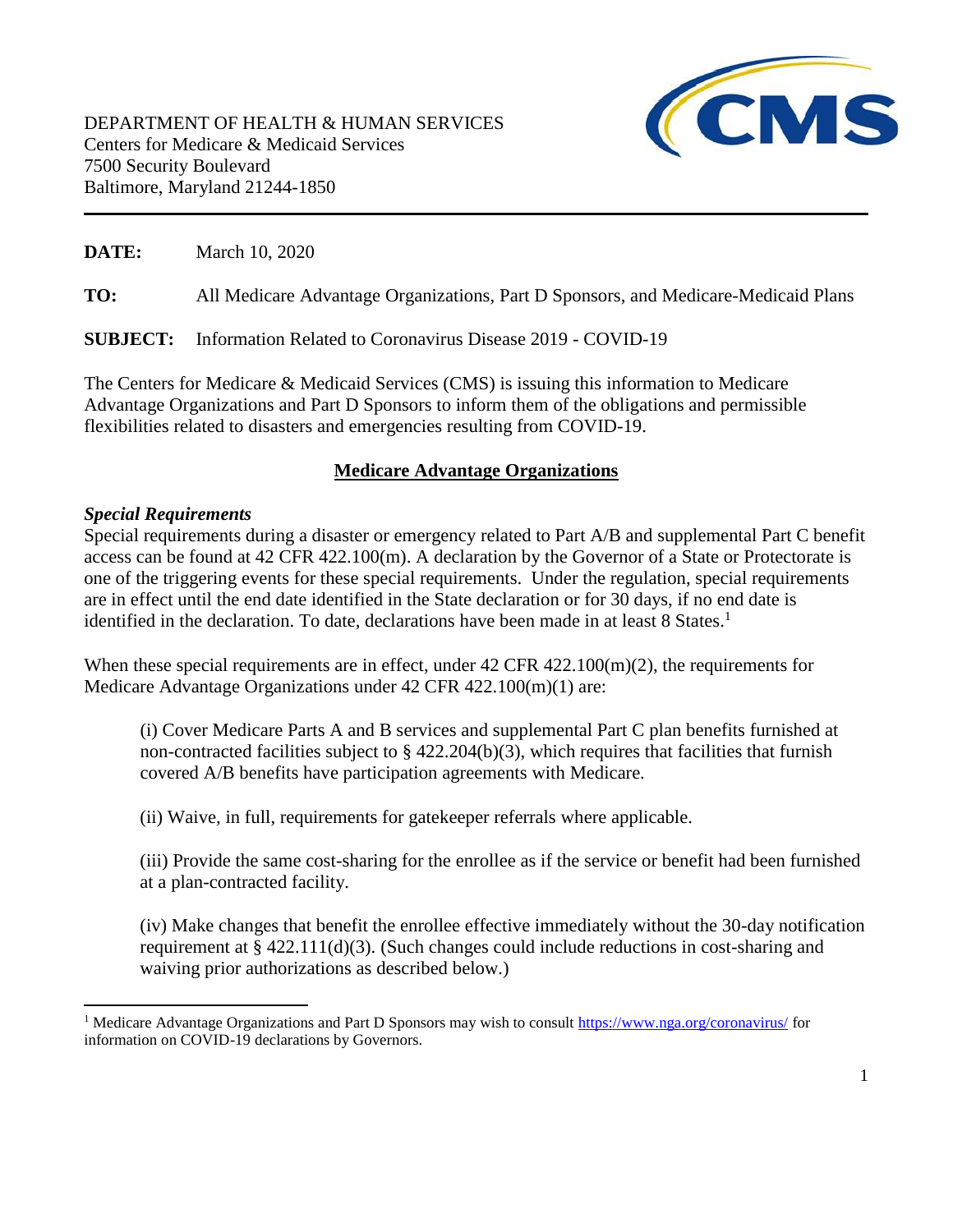DEPARTMENT OF HEALTH & HUMAN SERVICES
Centers for Medicare & Medicaid Services
7500 Security Boulevard
Baltimore, Maryland 21244-1850

---

**DATE:** March 10, 2020

**TO:** All Medicare Advantage Organizations, Part D Sponsors, and Medicare-Medicaid Plans

**SUBJECT:** Information Related to Coronavirus Disease 2019 - COVID-19

The Centers for Medicare & Medicaid Services (CMS) is issuing this information to Medicare Advantage Organizations and Part D Sponsors to inform them of the obligations and permissible flexibilities related to disasters and emergencies resulting from COVID-19.

## Medicare Advantage Organizations

***Special Requirements***

Special requirements during a disaster or emergency related to Part A/B and supplemental Part C benefit access can be found at 42 CFR 422.100(m). A declaration by the Governor of a State or Protectorate is one of the triggering events for these special requirements. Under the regulation, special requirements are in effect until the end date identified in the State declaration or for 30 days, if no end date is identified in the declaration. To date, declarations have been made in at least 8 States.[1]

When these special requirements are in effect, under 42 CFR 422.100(m)(2), the requirements for Medicare Advantage Organizations under 42 CFR 422.100(m)(1) are:

> (i) Cover Medicare Parts A and B services and supplemental Part C plan benefits furnished at non-contracted facilities subject to § 422.204(b)(3), which requires that facilities that furnish covered A/B benefits have participation agreements with Medicare.
>
> (ii) Waive, in full, requirements for gatekeeper referrals where applicable.
>
> (iii) Provide the same cost-sharing for the enrollee as if the service or benefit had been furnished at a plan-contracted facility.
>
> (iv) Make changes that benefit the enrollee effective immediately without the 30-day notification requirement at § 422.111(d)(3). (Such changes could include reductions in cost-sharing and waiving prior authorizations as described below.)

---

[1] Medicare Advantage Organizations and Part D Sponsors may wish to consult https://www.nga.org/coronavirus/ for information on COVID-19 declarations by Governors.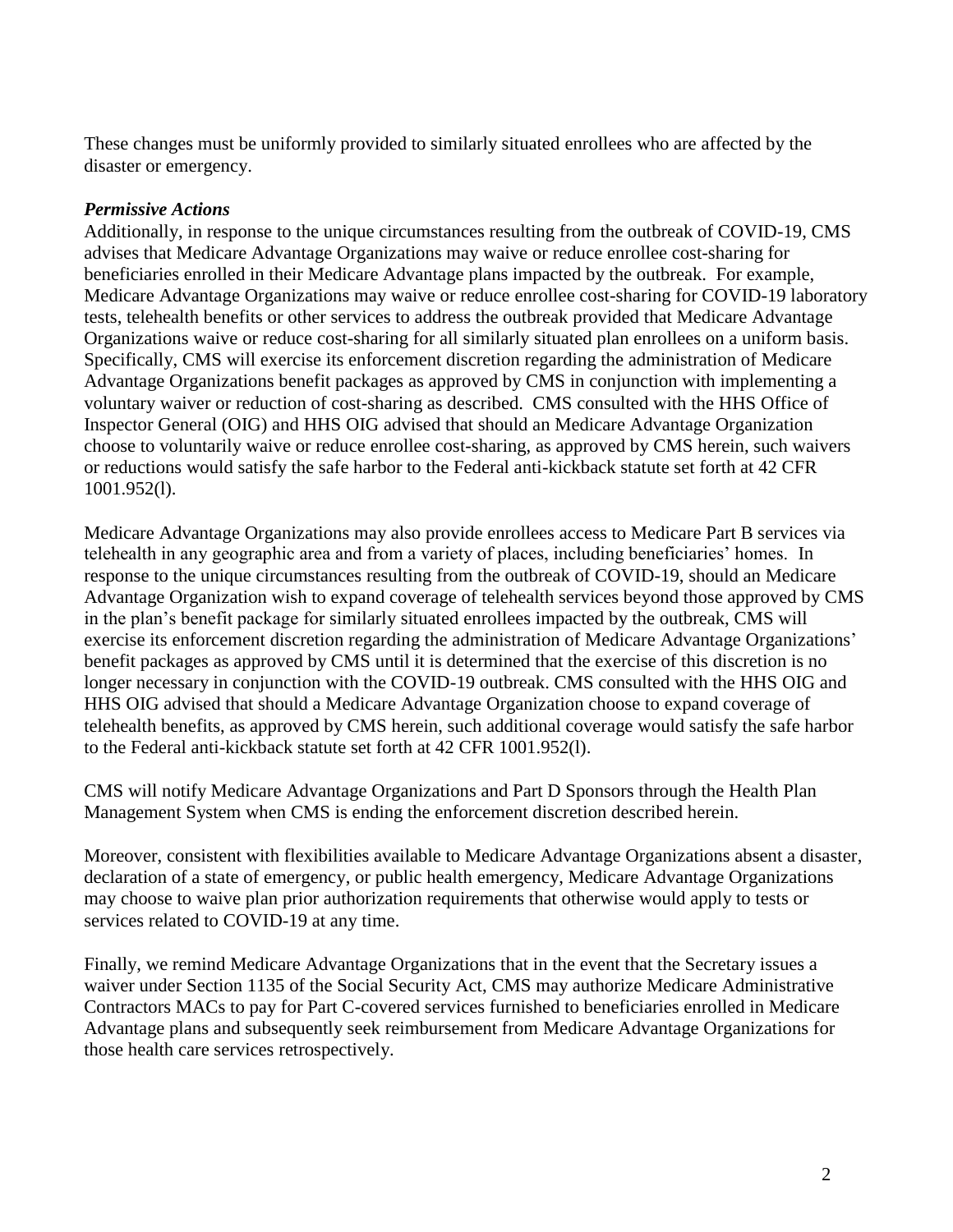These changes must be uniformly provided to similarly situated enrollees who are affected by the disaster or emergency.

***Permissive Actions***

Additionally, in response to the unique circumstances resulting from the outbreak of COVID-19, CMS advises that Medicare Advantage Organizations may waive or reduce enrollee cost-sharing for beneficiaries enrolled in their Medicare Advantage plans impacted by the outbreak. For example, Medicare Advantage Organizations may waive or reduce enrollee cost-sharing for COVID-19 laboratory tests, telehealth benefits or other services to address the outbreak provided that Medicare Advantage Organizations waive or reduce cost-sharing for all similarly situated plan enrollees on a uniform basis. Specifically, CMS will exercise its enforcement discretion regarding the administration of Medicare Advantage Organizations benefit packages as approved by CMS in conjunction with implementing a voluntary waiver or reduction of cost-sharing as described. CMS consulted with the HHS Office of Inspector General (OIG) and HHS OIG advised that should an Medicare Advantage Organization choose to voluntarily waive or reduce enrollee cost-sharing, as approved by CMS herein, such waivers or reductions would satisfy the safe harbor to the Federal anti-kickback statute set forth at 42 CFR 1001.952(l).

Medicare Advantage Organizations may also provide enrollees access to Medicare Part B services via telehealth in any geographic area and from a variety of places, including beneficiaries' homes. In response to the unique circumstances resulting from the outbreak of COVID-19, should an Medicare Advantage Organization wish to expand coverage of telehealth services beyond those approved by CMS in the plan's benefit package for similarly situated enrollees impacted by the outbreak, CMS will exercise its enforcement discretion regarding the administration of Medicare Advantage Organizations' benefit packages as approved by CMS until it is determined that the exercise of this discretion is no longer necessary in conjunction with the COVID-19 outbreak. CMS consulted with the HHS OIG and HHS OIG advised that should a Medicare Advantage Organization choose to expand coverage of telehealth benefits, as approved by CMS herein, such additional coverage would satisfy the safe harbor to the Federal anti-kickback statute set forth at 42 CFR 1001.952(l).

CMS will notify Medicare Advantage Organizations and Part D Sponsors through the Health Plan Management System when CMS is ending the enforcement discretion described herein.

Moreover, consistent with flexibilities available to Medicare Advantage Organizations absent a disaster, declaration of a state of emergency, or public health emergency, Medicare Advantage Organizations may choose to waive plan prior authorization requirements that otherwise would apply to tests or services related to COVID-19 at any time.

Finally, we remind Medicare Advantage Organizations that in the event that the Secretary issues a waiver under Section 1135 of the Social Security Act, CMS may authorize Medicare Administrative Contractors MACs to pay for Part C-covered services furnished to beneficiaries enrolled in Medicare Advantage plans and subsequently seek reimbursement from Medicare Advantage Organizations for those health care services retrospectively.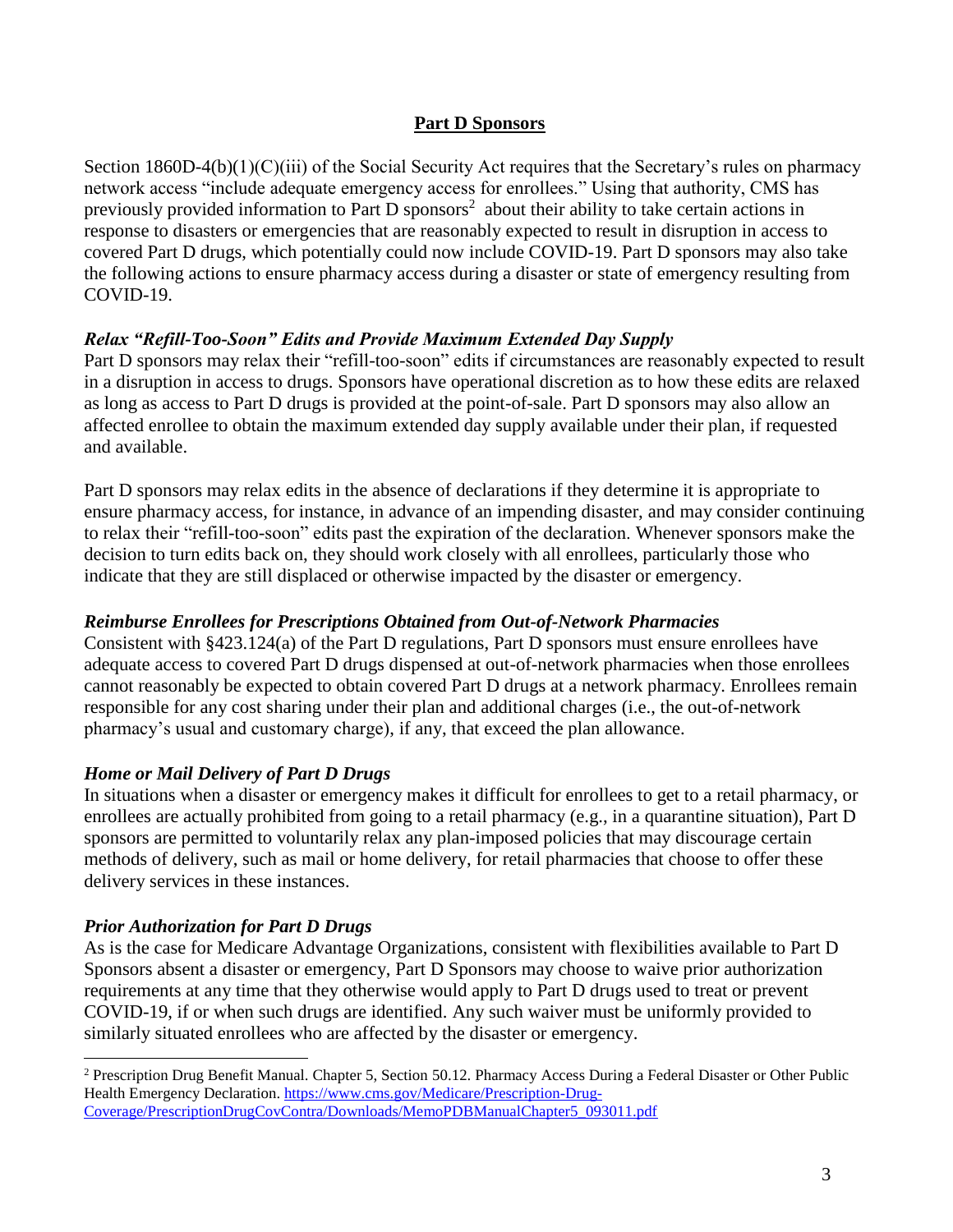## Part D Sponsors

Section 1860D-4(b)(1)(C)(iii) of the Social Security Act requires that the Secretary's rules on pharmacy network access "include adequate emergency access for enrollees." Using that authority, CMS has previously provided information to Part D sponsors[2] about their ability to take certain actions in response to disasters or emergencies that are reasonably expected to result in disruption in access to covered Part D drugs, which potentially could now include COVID-19. Part D sponsors may also take the following actions to ensure pharmacy access during a disaster or state of emergency resulting from COVID-19.

### *Relax "Refill-Too-Soon" Edits and Provide Maximum Extended Day Supply*

Part D sponsors may relax their "refill-too-soon" edits if circumstances are reasonably expected to result in a disruption in access to drugs. Sponsors have operational discretion as to how these edits are relaxed as long as access to Part D drugs is provided at the point-of-sale. Part D sponsors may also allow an affected enrollee to obtain the maximum extended day supply available under their plan, if requested and available.

Part D sponsors may relax edits in the absence of declarations if they determine it is appropriate to ensure pharmacy access, for instance, in advance of an impending disaster, and may consider continuing to relax their "refill-too-soon" edits past the expiration of the declaration. Whenever sponsors make the decision to turn edits back on, they should work closely with all enrollees, particularly those who indicate that they are still displaced or otherwise impacted by the disaster or emergency.

### *Reimburse Enrollees for Prescriptions Obtained from Out-of-Network Pharmacies*

Consistent with §423.124(a) of the Part D regulations, Part D sponsors must ensure enrollees have adequate access to covered Part D drugs dispensed at out-of-network pharmacies when those enrollees cannot reasonably be expected to obtain covered Part D drugs at a network pharmacy. Enrollees remain responsible for any cost sharing under their plan and additional charges (i.e., the out-of-network pharmacy's usual and customary charge), if any, that exceed the plan allowance.

### *Home or Mail Delivery of Part D Drugs*

In situations when a disaster or emergency makes it difficult for enrollees to get to a retail pharmacy, or enrollees are actually prohibited from going to a retail pharmacy (e.g., in a quarantine situation), Part D sponsors are permitted to voluntarily relax any plan-imposed policies that may discourage certain methods of delivery, such as mail or home delivery, for retail pharmacies that choose to offer these delivery services in these instances.

### *Prior Authorization for Part D Drugs*

As is the case for Medicare Advantage Organizations, consistent with flexibilities available to Part D Sponsors absent a disaster or emergency, Part D Sponsors may choose to waive prior authorization requirements at any time that they otherwise would apply to Part D drugs used to treat or prevent COVID-19, if or when such drugs are identified. Any such waiver must be uniformly provided to similarly situated enrollees who are affected by the disaster or emergency.

---

[2] Prescription Drug Benefit Manual. Chapter 5, Section 50.12. Pharmacy Access During a Federal Disaster or Other Public Health Emergency Declaration. [https://www.cms.gov/Medicare/Prescription-Drug-Coverage/PrescriptionDrugCovContra/Downloads/MemoPDBManualChapter5_093011.pdf](https://www.cms.gov/Medicare/Prescription-Drug-Coverage/PrescriptionDrugCovContra/Downloads/MemoPDBManualChapter5_093011.pdf)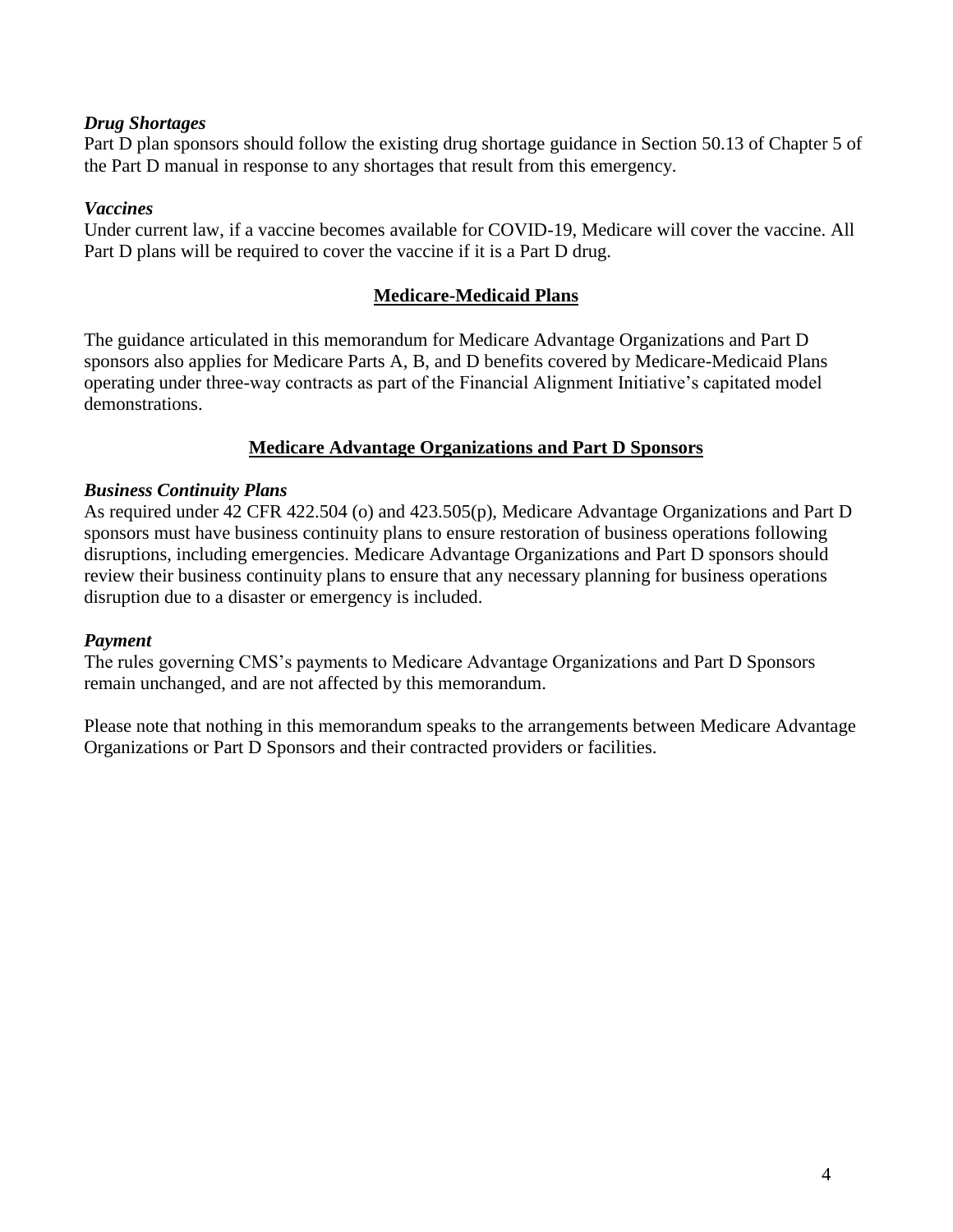### *Drug Shortages*

Part D plan sponsors should follow the existing drug shortage guidance in Section 50.13 of Chapter 5 of the Part D manual in response to any shortages that result from this emergency.

### *Vaccines*

Under current law, if a vaccine becomes available for COVID-19, Medicare will cover the vaccine. All Part D plans will be required to cover the vaccine if it is a Part D drug.

## Medicare-Medicaid Plans

The guidance articulated in this memorandum for Medicare Advantage Organizations and Part D sponsors also applies for Medicare Parts A, B, and D benefits covered by Medicare-Medicaid Plans operating under three-way contracts as part of the Financial Alignment Initiative's capitated model demonstrations.

## Medicare Advantage Organizations and Part D Sponsors

### *Business Continuity Plans*

As required under 42 CFR 422.504 (o) and 423.505(p), Medicare Advantage Organizations and Part D sponsors must have business continuity plans to ensure restoration of business operations following disruptions, including emergencies. Medicare Advantage Organizations and Part D sponsors should review their business continuity plans to ensure that any necessary planning for business operations disruption due to a disaster or emergency is included.

### *Payment*

The rules governing CMS's payments to Medicare Advantage Organizations and Part D Sponsors remain unchanged, and are not affected by this memorandum.

Please note that nothing in this memorandum speaks to the arrangements between Medicare Advantage Organizations or Part D Sponsors and their contracted providers or facilities.